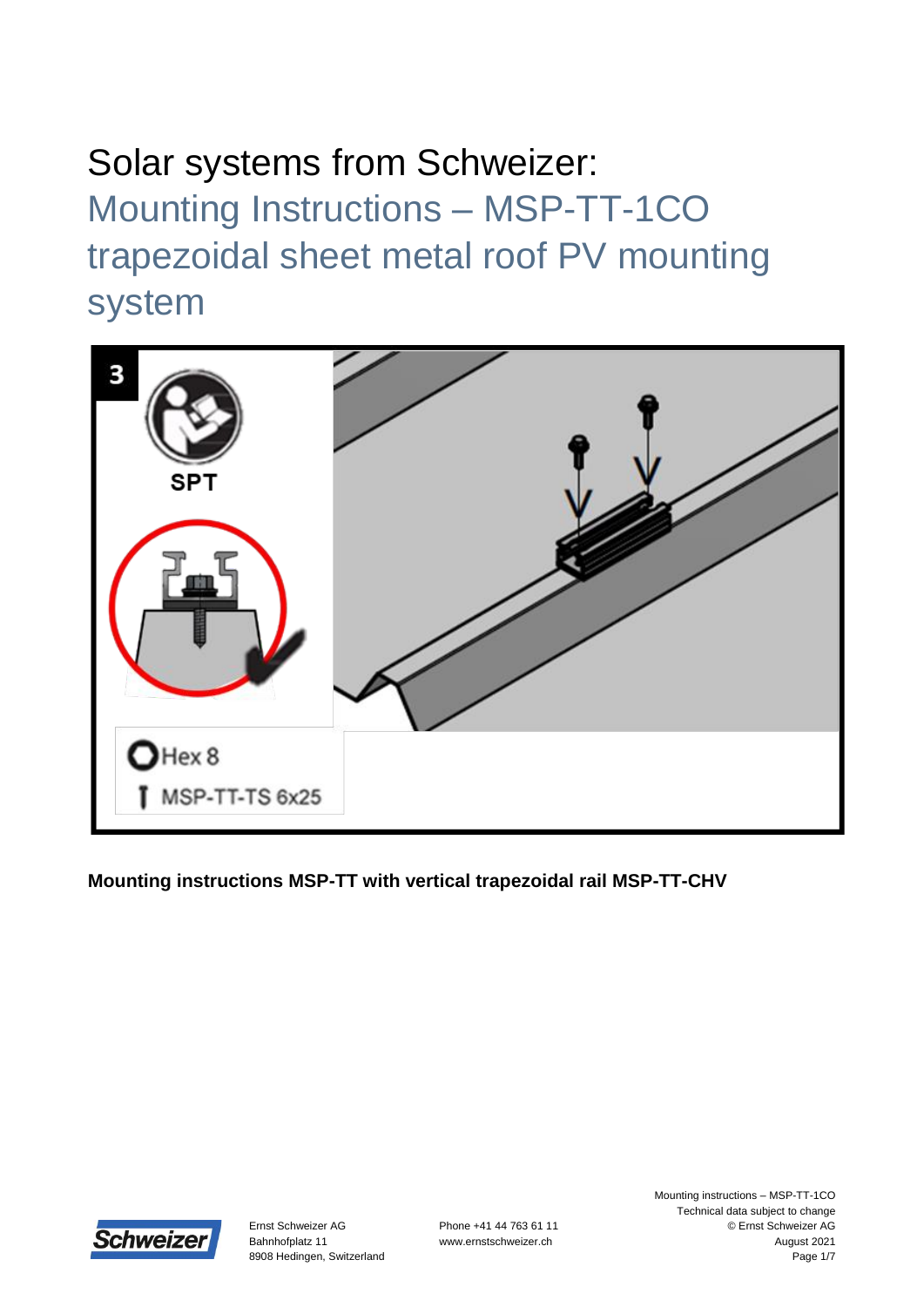# Solar systems from Schweizer:

## Mounting Instructions – MSP-TT-1CO trapezoidal sheet metal roof PV mounting system

**Mounting instructions MSP-TT with vertical trapezoidal rail MSP-TT-CHV**

Ernst Schweizer AG
Bahnhofplatz 11
8908 Hedingen, Switzerland

Phone +41 44 763 61 11
www.ernstschweizer.ch

Mounting instructions – MSP-TT-1CO
Technical data subject to change
© Ernst Schweizer AG
August 2021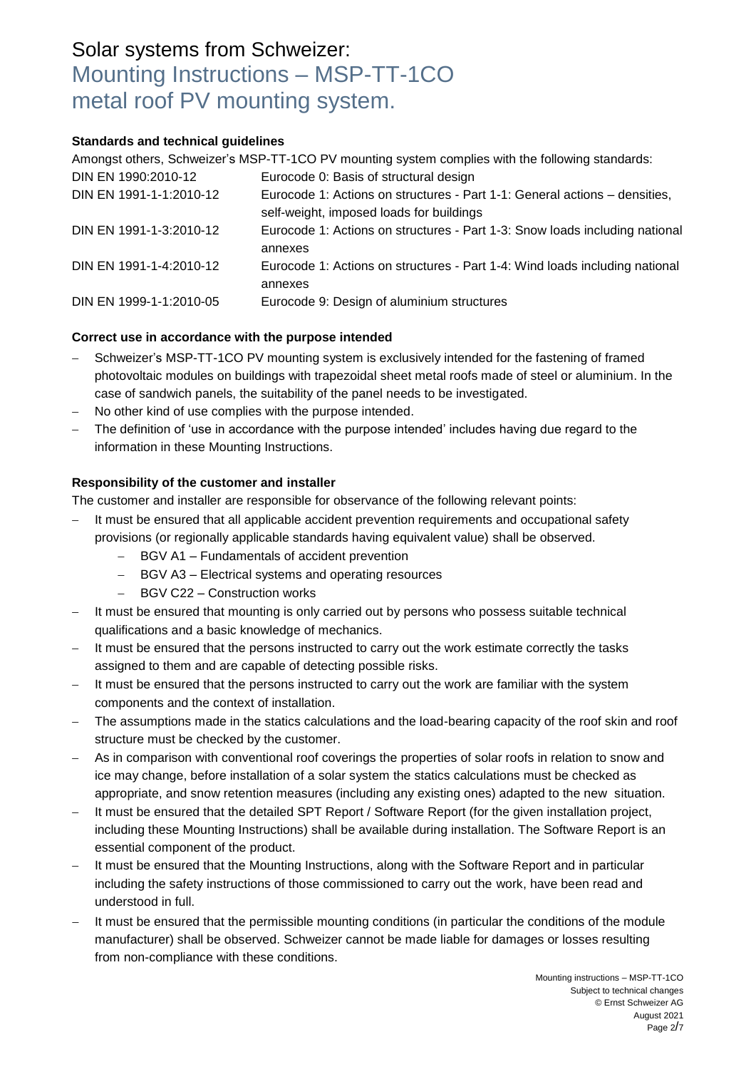# Solar systems from Schweizer: Mounting Instructions – MSP-TT-1CO metal roof PV mounting system.

**Standards and technical guidelines**

Amongst others, Schweizer's MSP-TT-1CO PV mounting system complies with the following standards:

| | |
|---|---|
| DIN EN 1990:2010-12 | Eurocode 0: Basis of structural design |
| DIN EN 1991-1-1:2010-12 | Eurocode 1: Actions on structures - Part 1-1: General actions – densities, self-weight, imposed loads for buildings |
| DIN EN 1991-1-3:2010-12 | Eurocode 1: Actions on structures - Part 1-3: Snow loads including national annexes |
| DIN EN 1991-1-4:2010-12 | Eurocode 1: Actions on structures - Part 1-4: Wind loads including national annexes |
| DIN EN 1999-1-1:2010-05 | Eurocode 9: Design of aluminium structures |

**Correct use in accordance with the purpose intended**

- Schweizer's MSP-TT-1CO PV mounting system is exclusively intended for the fastening of framed photovoltaic modules on buildings with trapezoidal sheet metal roofs made of steel or aluminium. In the case of sandwich panels, the suitability of the panel needs to be investigated.
- No other kind of use complies with the purpose intended.
- The definition of 'use in accordance with the purpose intended' includes having due regard to the information in these Mounting Instructions.

**Responsibility of the customer and installer**

The customer and installer are responsible for observance of the following relevant points:

- It must be ensured that all applicable accident prevention requirements and occupational safety provisions (or regionally applicable standards having equivalent value) shall be observed.
  - BGV A1 – Fundamentals of accident prevention
  - BGV A3 – Electrical systems and operating resources
  - BGV C22 – Construction works
- It must be ensured that mounting is only carried out by persons who possess suitable technical qualifications and a basic knowledge of mechanics.
- It must be ensured that the persons instructed to carry out the work estimate correctly the tasks assigned to them and are capable of detecting possible risks.
- It must be ensured that the persons instructed to carry out the work are familiar with the system components and the context of installation.
- The assumptions made in the statics calculations and the load-bearing capacity of the roof skin and roof structure must be checked by the customer.
- As in comparison with conventional roof coverings the properties of solar roofs in relation to snow and ice may change, before installation of a solar system the statics calculations must be checked as appropriate, and snow retention measures (including any existing ones) adapted to the new situation.
- It must be ensured that the detailed SPT Report / Software Report (for the given installation project, including these Mounting Instructions) shall be available during installation. The Software Report is an essential component of the product.
- It must be ensured that the Mounting Instructions, along with the Software Report and in particular including the safety instructions of those commissioned to carry out the work, have been read and understood in full.
- It must be ensured that the permissible mounting conditions (in particular the conditions of the module manufacturer) shall be observed. Schweizer cannot be made liable for damages or losses resulting from non-compliance with these conditions.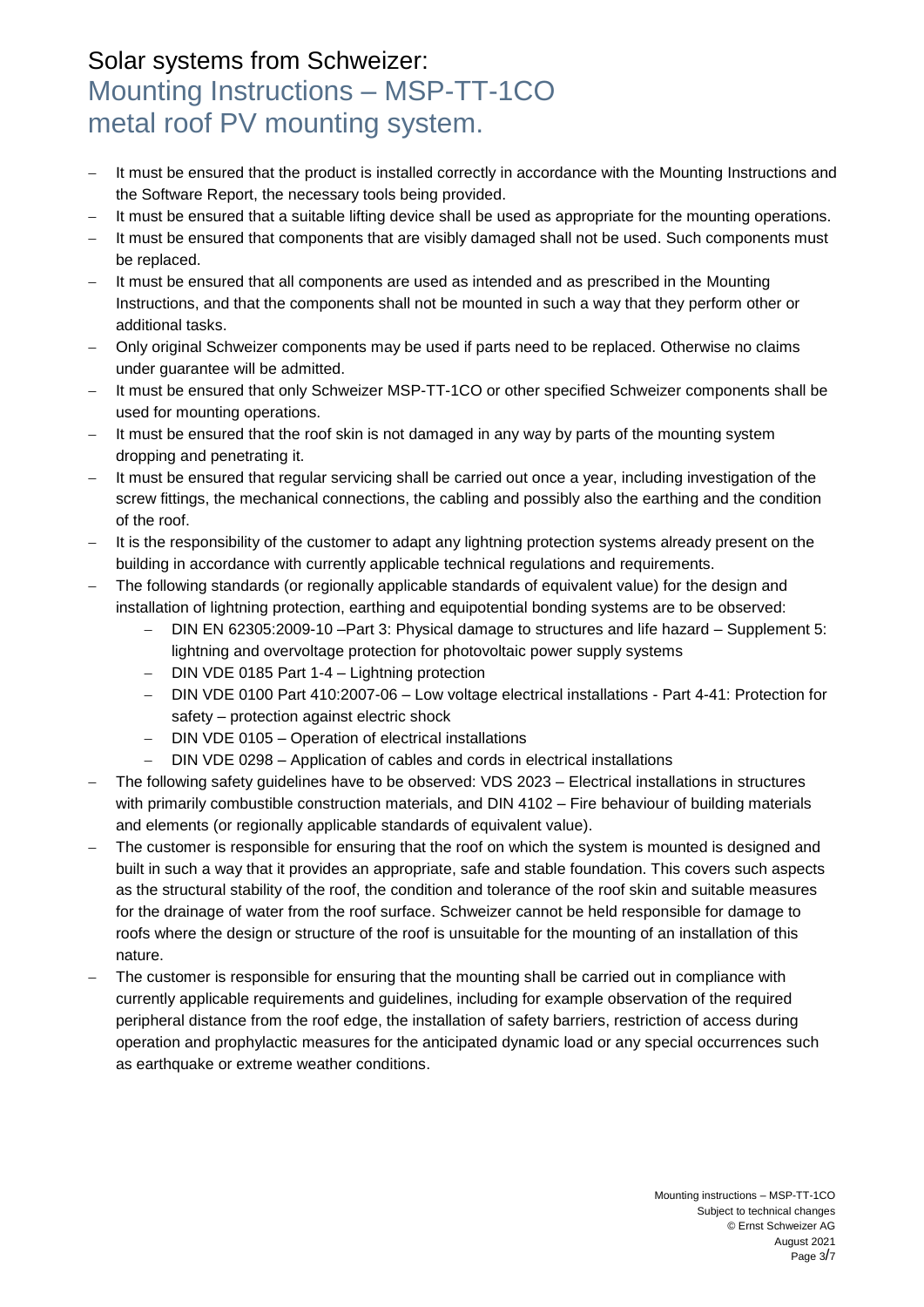# Solar systems from Schweizer: Mounting Instructions – MSP-TT-1CO metal roof PV mounting system.

- It must be ensured that the product is installed correctly in accordance with the Mounting Instructions and the Software Report, the necessary tools being provided.
- It must be ensured that a suitable lifting device shall be used as appropriate for the mounting operations.
- It must be ensured that components that are visibly damaged shall not be used. Such components must be replaced.
- It must be ensured that all components are used as intended and as prescribed in the Mounting Instructions, and that the components shall not be mounted in such a way that they perform other or additional tasks.
- Only original Schweizer components may be used if parts need to be replaced. Otherwise no claims under guarantee will be admitted.
- It must be ensured that only Schweizer MSP-TT-1CO or other specified Schweizer components shall be used for mounting operations.
- It must be ensured that the roof skin is not damaged in any way by parts of the mounting system dropping and penetrating it.
- It must be ensured that regular servicing shall be carried out once a year, including investigation of the screw fittings, the mechanical connections, the cabling and possibly also the earthing and the condition of the roof.
- It is the responsibility of the customer to adapt any lightning protection systems already present on the building in accordance with currently applicable technical regulations and requirements.
- The following standards (or regionally applicable standards of equivalent value) for the design and installation of lightning protection, earthing and equipotential bonding systems are to be observed:
  - DIN EN 62305:2009-10 –Part 3: Physical damage to structures and life hazard – Supplement 5: lightning and overvoltage protection for photovoltaic power supply systems
  - DIN VDE 0185 Part 1-4 – Lightning protection
  - DIN VDE 0100 Part 410:2007-06 – Low voltage electrical installations - Part 4-41: Protection for safety – protection against electric shock
  - DIN VDE 0105 – Operation of electrical installations
  - DIN VDE 0298 – Application of cables and cords in electrical installations
- The following safety guidelines have to be observed: VDS 2023 – Electrical installations in structures with primarily combustible construction materials, and DIN 4102 – Fire behaviour of building materials and elements (or regionally applicable standards of equivalent value).
- The customer is responsible for ensuring that the roof on which the system is mounted is designed and built in such a way that it provides an appropriate, safe and stable foundation. This covers such aspects as the structural stability of the roof, the condition and tolerance of the roof skin and suitable measures for the drainage of water from the roof surface. Schweizer cannot be held responsible for damage to roofs where the design or structure of the roof is unsuitable for the mounting of an installation of this nature.
- The customer is responsible for ensuring that the mounting shall be carried out in compliance with currently applicable requirements and guidelines, including for example observation of the required peripheral distance from the roof edge, the installation of safety barriers, restriction of access during operation and prophylactic measures for the anticipated dynamic load or any special occurrences such as earthquake or extreme weather conditions.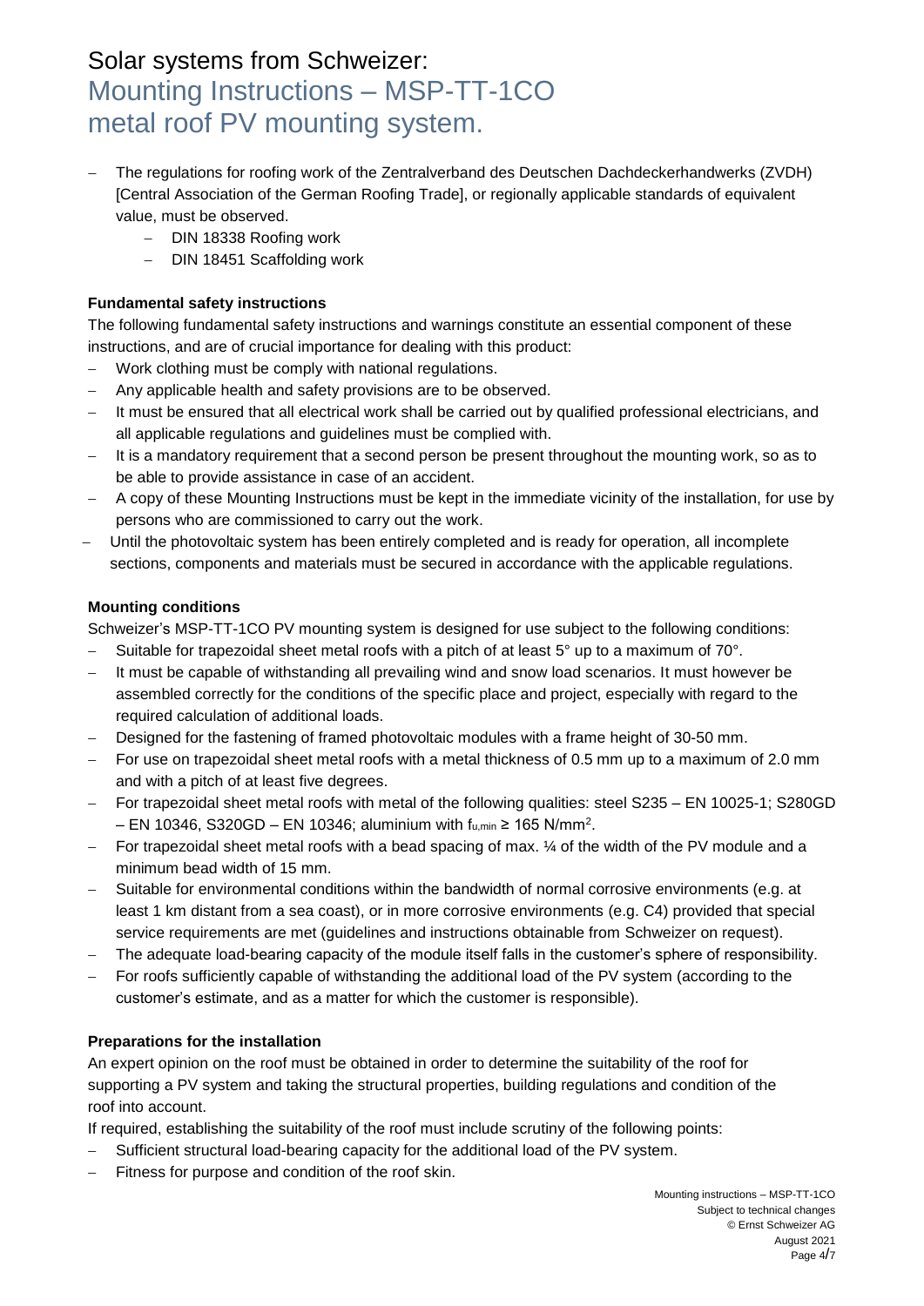# Solar systems from Schweizer: Mounting Instructions – MSP-TT-1CO metal roof PV mounting system.

- The regulations for roofing work of the Zentralverband des Deutschen Dachdeckerhandwerks (ZVDH) [Central Association of the German Roofing Trade], or regionally applicable standards of equivalent value, must be observed.
  - DIN 18338 Roofing work
  - DIN 18451 Scaffolding work

**Fundamental safety instructions**

The following fundamental safety instructions and warnings constitute an essential component of these instructions, and are of crucial importance for dealing with this product:

- Work clothing must be comply with national regulations.
- Any applicable health and safety provisions are to be observed.
- It must be ensured that all electrical work shall be carried out by qualified professional electricians, and all applicable regulations and guidelines must be complied with.
- It is a mandatory requirement that a second person be present throughout the mounting work, so as to be able to provide assistance in case of an accident.
- A copy of these Mounting Instructions must be kept in the immediate vicinity of the installation, for use by persons who are commissioned to carry out the work.
- Until the photovoltaic system has been entirely completed and is ready for operation, all incomplete sections, components and materials must be secured in accordance with the applicable regulations.

**Mounting conditions**

Schweizer's MSP-TT-1CO PV mounting system is designed for use subject to the following conditions:

- Suitable for trapezoidal sheet metal roofs with a pitch of at least 5° up to a maximum of 70°.
- It must be capable of withstanding all prevailing wind and snow load scenarios. It must however be assembled correctly for the conditions of the specific place and project, especially with regard to the required calculation of additional loads.
- Designed for the fastening of framed photovoltaic modules with a frame height of 30-50 mm.
- For use on trapezoidal sheet metal roofs with a metal thickness of 0.5 mm up to a maximum of 2.0 mm and with a pitch of at least five degrees.
- For trapezoidal sheet metal roofs with metal of the following qualities: steel S235 – EN 10025-1; S280GD – EN 10346, S320GD – EN 10346; aluminium with $f_{u,min} \geq 165$ N/mm$^2$.
- For trapezoidal sheet metal roofs with a bead spacing of max. ¼ of the width of the PV module and a minimum bead width of 15 mm.
- Suitable for environmental conditions within the bandwidth of normal corrosive environments (e.g. at least 1 km distant from a sea coast), or in more corrosive environments (e.g. C4) provided that special service requirements are met (guidelines and instructions obtainable from Schweizer on request).
- The adequate load-bearing capacity of the module itself falls in the customer's sphere of responsibility.
- For roofs sufficiently capable of withstanding the additional load of the PV system (according to the customer's estimate, and as a matter for which the customer is responsible).

**Preparations for the installation**

An expert opinion on the roof must be obtained in order to determine the suitability of the roof for supporting a PV system and taking the structural properties, building regulations and condition of the roof into account.

If required, establishing the suitability of the roof must include scrutiny of the following points:

- Sufficient structural load-bearing capacity for the additional load of the PV system.
- Fitness for purpose and condition of the roof skin.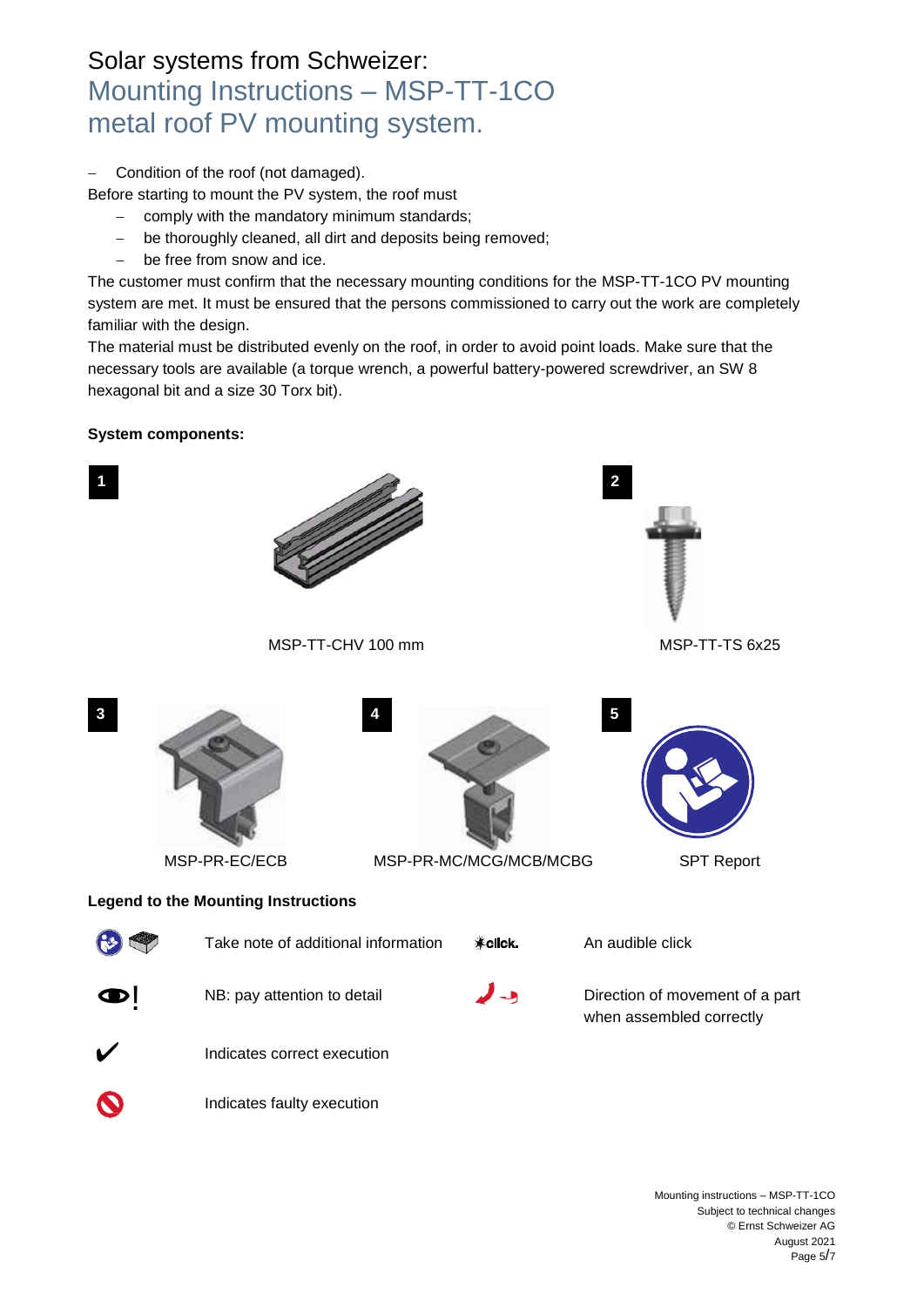# Solar systems from Schweizer:
## Mounting Instructions – MSP-TT-1CO metal roof PV mounting system.

- Condition of the roof (not damaged).

Before starting to mount the PV system, the roof must

- comply with the mandatory minimum standards;
- be thoroughly cleaned, all dirt and deposits being removed;
- be free from snow and ice.

The customer must confirm that the necessary mounting conditions for the MSP-TT-1CO PV mounting system are met. It must be ensured that the persons commissioned to carry out the work are completely familiar with the design.

The material must be distributed evenly on the roof, in order to avoid point loads. Make sure that the necessary tools are available (a torque wrench, a powerful battery-powered screwdriver, an SW 8 hexagonal bit and a size 30 Torx bit).

**System components:**

1. MSP-TT-CHV 100 mm
2. MSP-TT-TS 6x25
3. MSP-PR-EC/ECB
4. MSP-PR-MC/MCG/MCB/MCBG
5. SPT Report

**Legend to the Mounting Instructions**

| Symbol | Meaning |
| --- | --- |
| | Take note of additional information |
| ! | NB: pay attention to detail |
| ✔ | Indicates correct execution |
| | Indicates faulty execution |
| click. | An audible click |
| | Direction of movement of a part when assembled correctly |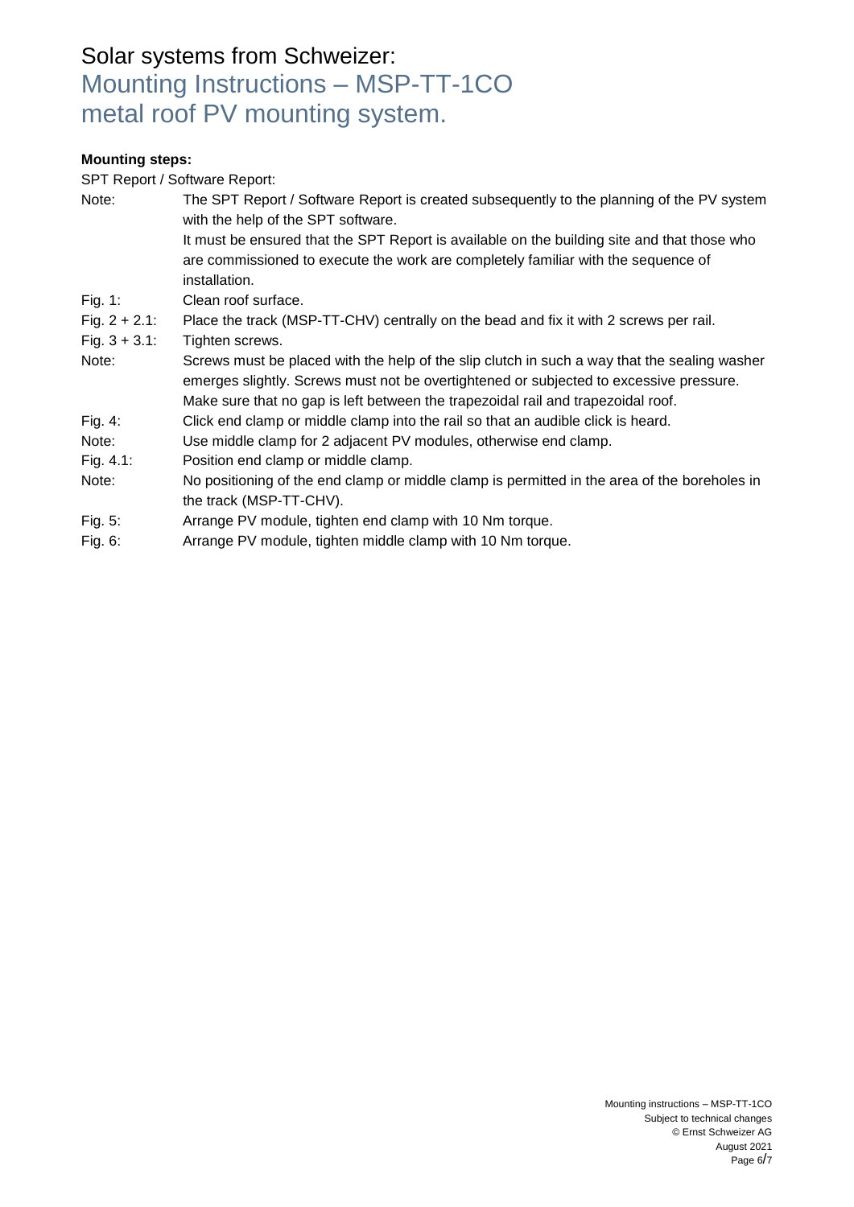# Solar systems from Schweizer:

## Mounting Instructions – MSP-TT-1CO metal roof PV mounting system.

**Mounting steps:**

SPT Report / Software Report:

| | |
|---|---|
| Note: | The SPT Report / Software Report is created subsequently to the planning of the PV system with the help of the SPT software. It must be ensured that the SPT Report is available on the building site and that those who are commissioned to execute the work are completely familiar with the sequence of installation. |
| Fig. 1: | Clean roof surface. |
| Fig. 2 + 2.1: | Place the track (MSP-TT-CHV) centrally on the bead and fix it with 2 screws per rail. |
| Fig. 3 + 3.1: | Tighten screws. |
| Note: | Screws must be placed with the help of the slip clutch in such a way that the sealing washer emerges slightly. Screws must not be overtightened or subjected to excessive pressure. Make sure that no gap is left between the trapezoidal rail and trapezoidal roof. |
| Fig. 4: | Click end clamp or middle clamp into the rail so that an audible click is heard. |
| Note: | Use middle clamp for 2 adjacent PV modules, otherwise end clamp. |
| Fig. 4.1: | Position end clamp or middle clamp. |
| Note: | No positioning of the end clamp or middle clamp is permitted in the area of the boreholes in the track (MSP-TT-CHV). |
| Fig. 5: | Arrange PV module, tighten end clamp with 10 Nm torque. |
| Fig. 6: | Arrange PV module, tighten middle clamp with 10 Nm torque. |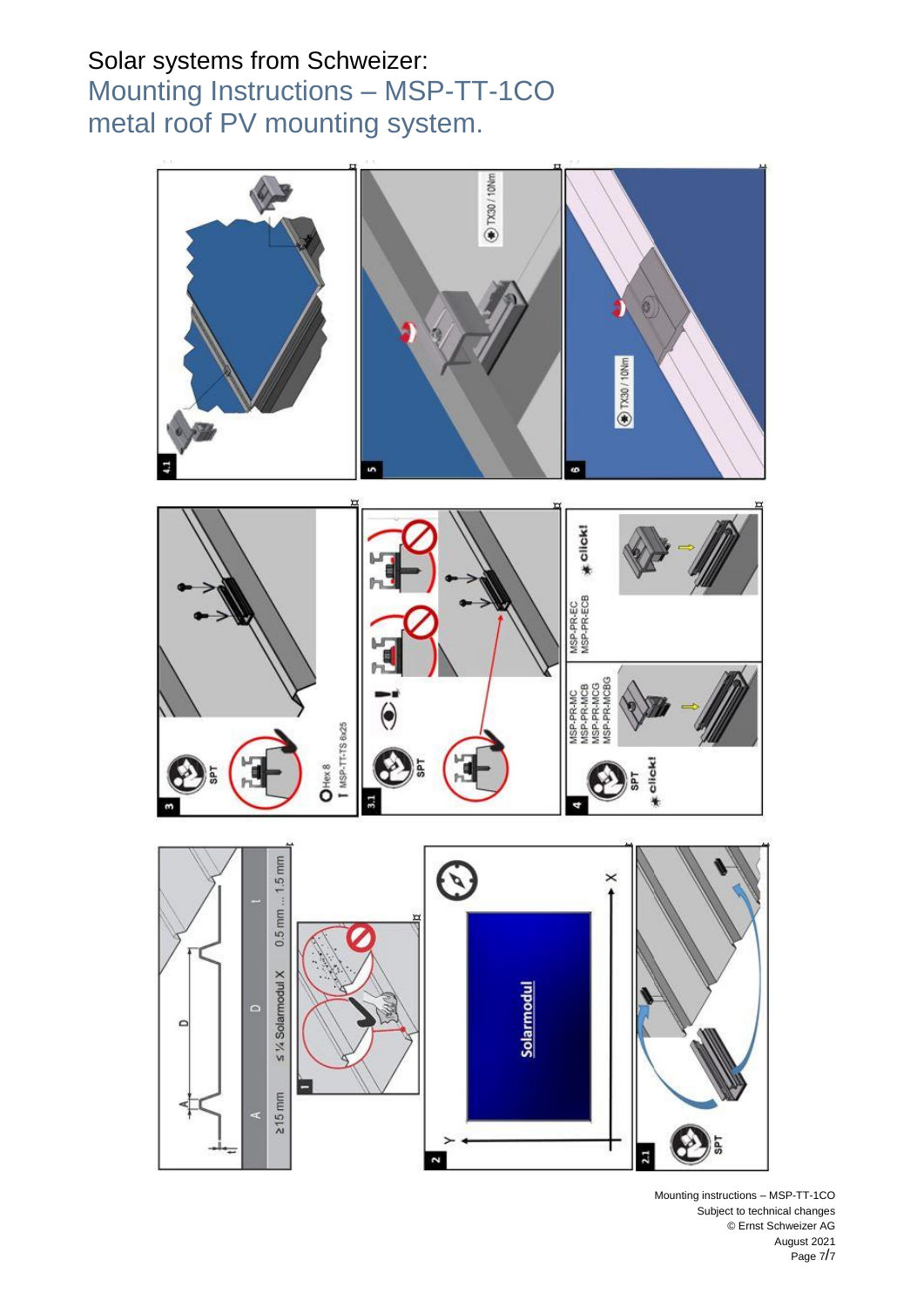Solar systems from Schweizer:

# Mounting Instructions – MSP-TT-1CO metal roof PV mounting system.

4.1

5

TX30 / 10Nm

6

TX30 / 10Nm

3

SPT

Hex 8

MSP-TT-TS 6x25

3.1

SPT

4

SPT

click!

MSP-PR-MC
MSP-PR-MCB
MSP-PR-MCG
MSP-PR-MCBG

MSP-PR-EC
MSP-PR-ECB

click!

A ≥15 mm

D ≤ ¼ Solarmodul X

t 0.5 mm … 1.5 mm

1

2

Solarmodul

X

Y

2.1

SPT

Mounting instructions – MSP-TT-1CO
Subject to technical changes
© Ernst Schweizer AG
August 2021